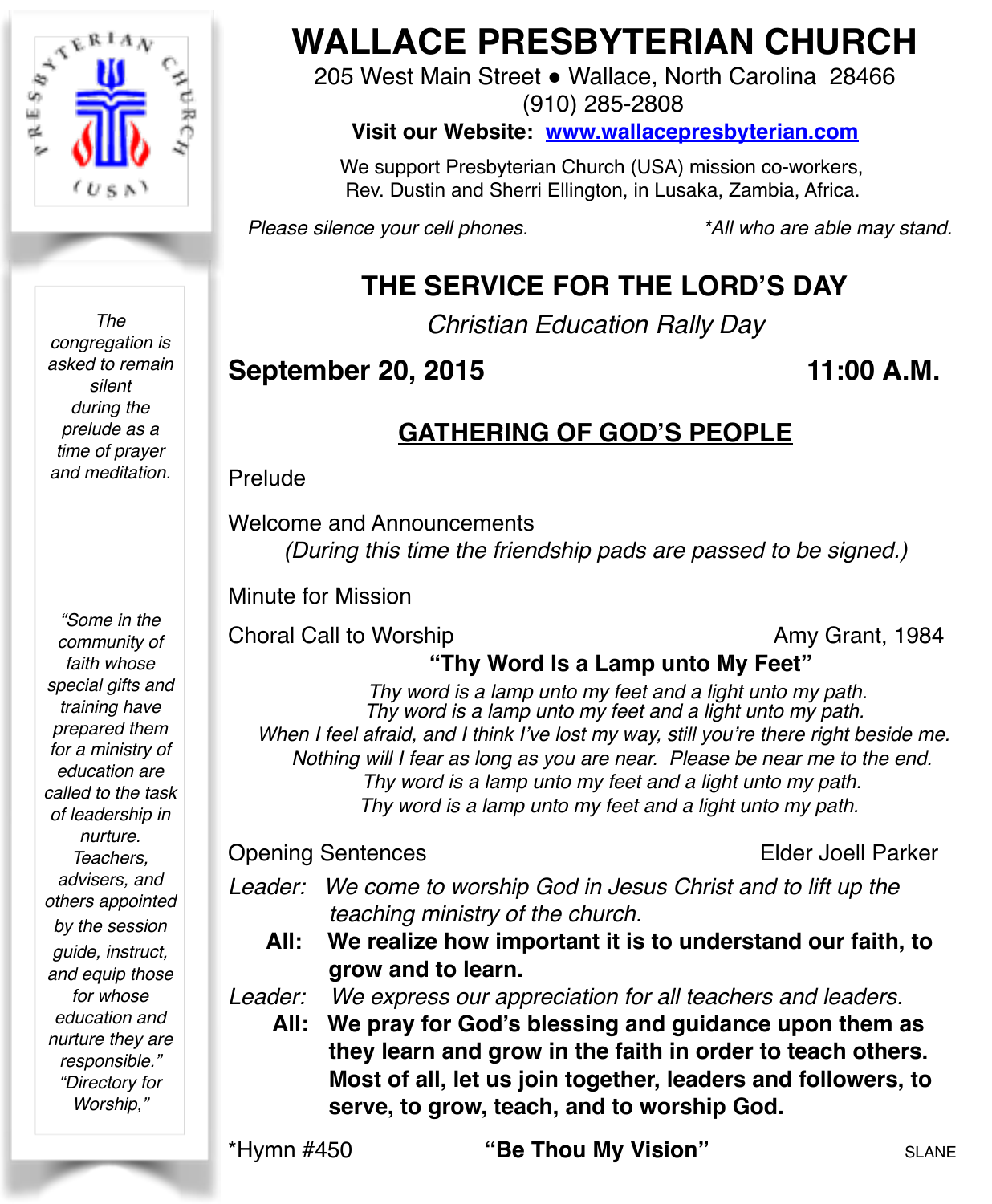# WALLACE PRESBYTERIAN CHURCH

205 West Main Street • Wallace, North Carolina 28466
(910) 285-2808
**Visit our Website: www.wallacepresbyterian.com**

We support Presbyterian Church (USA) mission co-workers,
Rev. Dustin and Sherri Ellington, in Lusaka, Zambia, Africa.

*Please silence your cell phones.* *\*All who are able may stand.*

*The congregation is asked to remain silent during the prelude as a time of prayer and meditation.*

*"Some in the community of faith whose special gifts and training have prepared them for a ministry of education are called to the task of leadership in nurture. Teachers, advisers, and others appointed by the session guide, instruct, and equip those for whose education and nurture they are responsible." "Directory for Worship,"*

## THE SERVICE FOR THE LORD'S DAY

*Christian Education Rally Day*

**September 20, 2015** **11:00 A.M.**

## GATHERING OF GOD'S PEOPLE

Prelude

Welcome and Announcements
*(During this time the friendship pads are passed to be signed.)*

Minute for Mission

Choral Call to Worship — Amy Grant, 1984

**"Thy Word Is a Lamp unto My Feet"**

*Thy word is a lamp unto my feet and a light unto my path.*
*Thy word is a lamp unto my feet and a light unto my path.*
*When I feel afraid, and I think I've lost my way, still you're there right beside me.*
*Nothing will I fear as long as you are near. Please be near me to the end.*
*Thy word is a lamp unto my feet and a light unto my path.*
*Thy word is a lamp unto my feet and a light unto my path.*

Opening Sentences — Elder Joell Parker

*Leader: We come to worship God in Jesus Christ and to lift up the teaching ministry of the church.*

**All: We realize how important it is to understand our faith, to grow and to learn.**

*Leader: We express our appreciation for all teachers and leaders.*

**All: We pray for God's blessing and guidance upon them as they learn and grow in the faith in order to teach others. Most of all, let us join together, leaders and followers, to serve, to grow, teach, and to worship God.**

*Hymn #450 **"Be Thou My Vision"** SLANE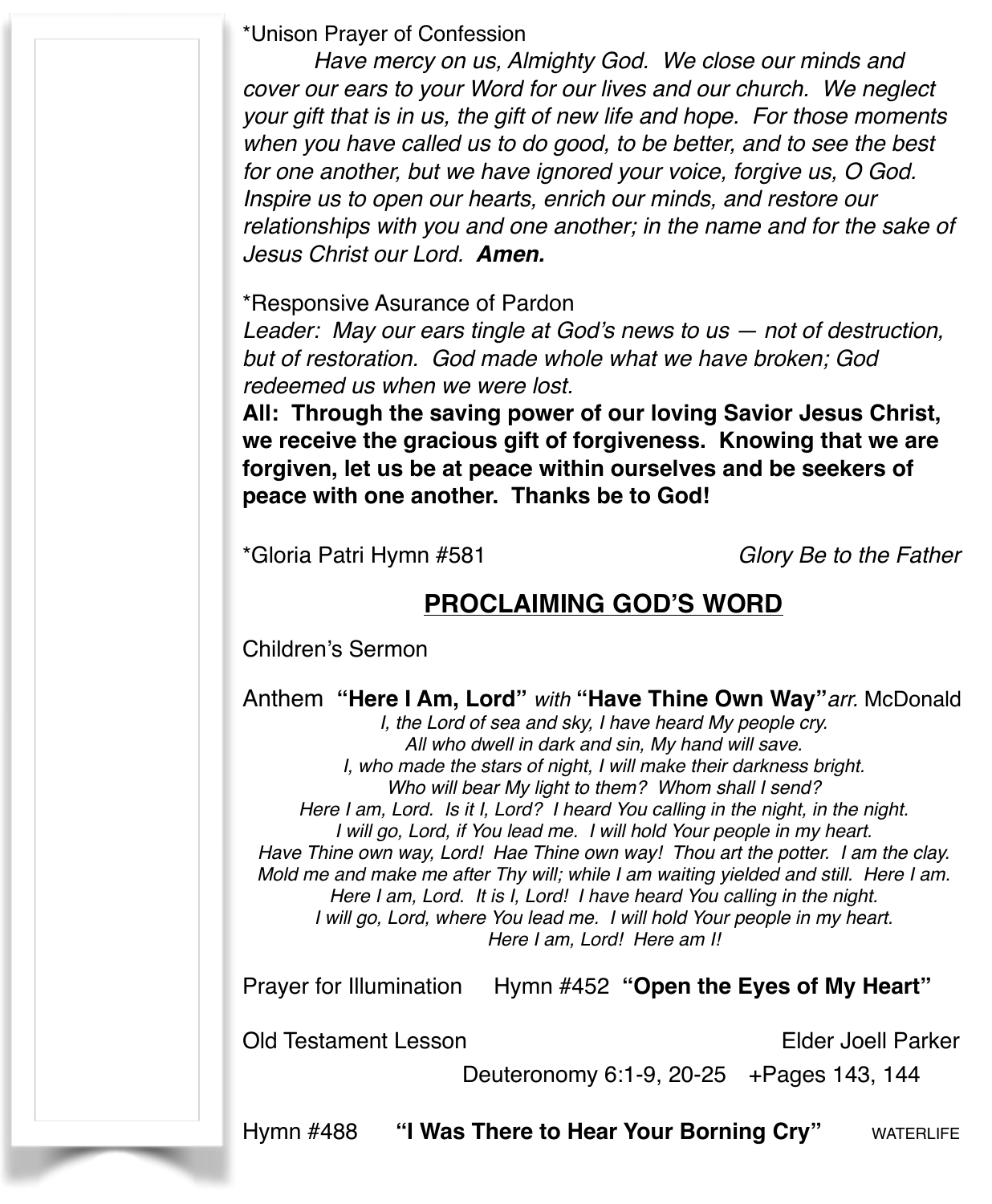*Unison Prayer of Confession

*Have mercy on us, Almighty God. We close our minds and cover our ears to your Word for our lives and our church. We neglect your gift that is in us, the gift of new life and hope. For those moments when you have called us to do good, to be better, and to see the best for one another, but we have ignored your voice, forgive us, O God. Inspire us to open our hearts, enrich our minds, and restore our relationships with you and one another; in the name and for the sake of Jesus Christ our Lord.* ***Amen.***

*Responsive Asurance of Pardon

*Leader: May our ears tingle at God's news to us — not of destruction, but of restoration. God made whole what we have broken; God redeemed us when we were lost.*

**All: Through the saving power of our loving Savior Jesus Christ, we receive the gracious gift of forgiveness. Knowing that we are forgiven, let us be at peace within ourselves and be seekers of peace with one another. Thanks be to God!**

*Gloria Patri Hymn #581 *Glory Be to the Father*

## PROCLAIMING GOD'S WORD

Children's Sermon

Anthem **"Here I Am, Lord"** *with* **"Have Thine Own Way"** *arr.* McDonald

*I, the Lord of sea and sky, I have heard My people cry.*
*All who dwell in dark and sin, My hand will save.*
*I, who made the stars of night, I will make their darkness bright.*
*Who will bear My light to them? Whom shall I send?*
*Here I am, Lord. Is it I, Lord? I heard You calling in the night, in the night.*
*I will go, Lord, if You lead me. I will hold Your people in my heart.*
*Have Thine own way, Lord! Hae Thine own way! Thou art the potter. I am the clay.*
*Mold me and make me after Thy will; while I am waiting yielded and still. Here I am.*
*Here I am, Lord. It is I, Lord! I have heard You calling in the night.*
*I will go, Lord, where You lead me. I will hold Your people in my heart.*
*Here I am, Lord! Here am I!*

Prayer for Illumination Hymn #452 **"Open the Eyes of My Heart"**

Old Testament Lesson Elder Joell Parker

Deuteronomy 6:1-9, 20-25 +Pages 143, 144

Hymn #488 **"I Was There to Hear Your Borning Cry"** WATERLIFE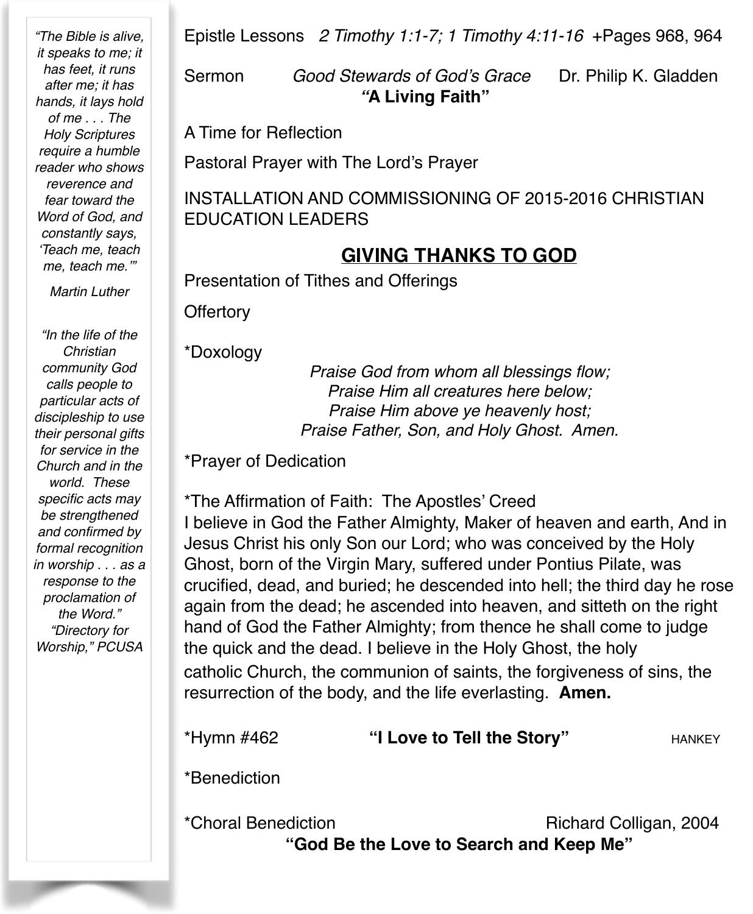Epistle Lessons *2 Timothy 1:1-7; 1 Timothy 4:11-16* +Pages 968, 964

Sermon *Good Stewards of God's Grace* Dr. Philip K. Gladden
**"A Living Faith"**

A Time for Reflection

Pastoral Prayer with The Lord's Prayer

INSTALLATION AND COMMISSIONING OF 2015-2016 CHRISTIAN EDUCATION LEADERS

## GIVING THANKS TO GOD

Presentation of Tithes and Offerings

Offertory

*Doxology

*Praise God from whom all blessings flow;*
*Praise Him all creatures here below;*
*Praise Him above ye heavenly host;*
*Praise Father, Son, and Holy Ghost. Amen.*

*Prayer of Dedication

*The Affirmation of Faith: The Apostles' Creed
I believe in God the Father Almighty, Maker of heaven and earth, And in Jesus Christ his only Son our Lord; who was conceived by the Holy Ghost, born of the Virgin Mary, suffered under Pontius Pilate, was crucified, dead, and buried; he descended into hell; the third day he rose again from the dead; he ascended into heaven, and sitteth on the right hand of God the Father Almighty; from thence he shall come to judge the quick and the dead. I believe in the Holy Ghost, the holy catholic Church, the communion of saints, the forgiveness of sins, the resurrection of the body, and the life everlasting. **Amen.**

*Hymn #462 **"I Love to Tell the Story"** HANKEY

*Benediction

*Choral Benediction Richard Colligan, 2004
**"God Be the Love to Search and Keep Me"**

*"The Bible is alive, it speaks to me; it has feet, it runs after me; it has hands, it lays hold of me . . . The Holy Scriptures require a humble reader who shows reverence and fear toward the Word of God, and constantly says, 'Teach me, teach me, teach me.'"*

*Martin Luther*

*"In the life of the Christian community God calls people to particular acts of discipleship to use their personal gifts for service in the Church and in the world. These specific acts may be strengthened and confirmed by formal recognition in worship . . . as a response to the proclamation of the Word."*
*"Directory for Worship," PCUSA*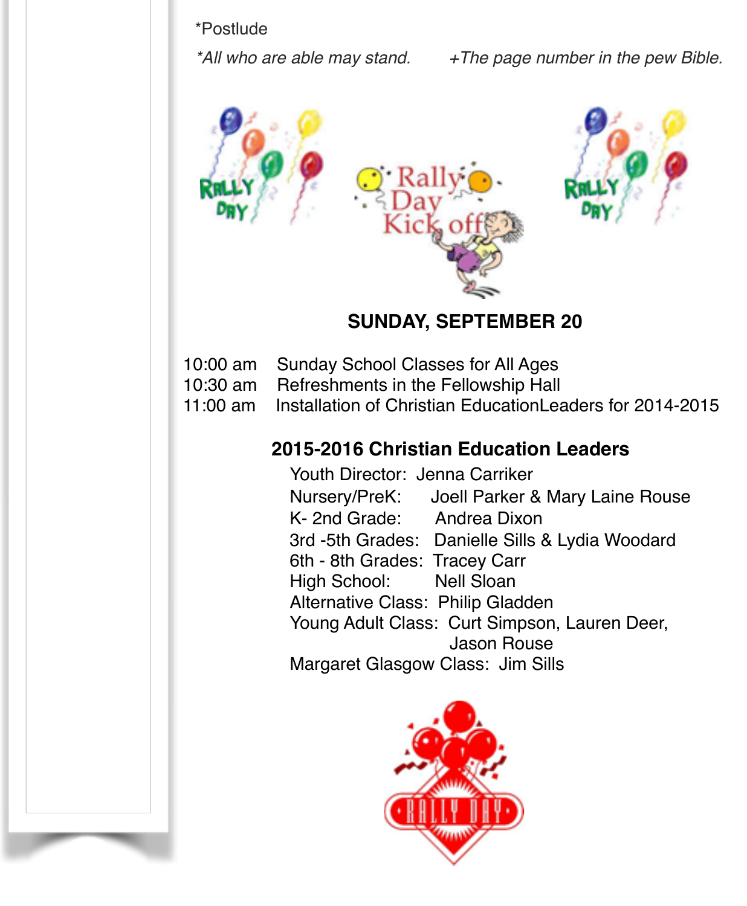*Postlude

*All who are able may stand.     +The page number in the pew Bible.

## SUNDAY, SEPTEMBER 20

10:00 am  Sunday School Classes for All Ages
10:30 am  Refreshments in the Fellowship Hall
11:00 am  Installation of Christian EducationLeaders for 2014-2015

### 2015-2016 Christian Education Leaders

Youth Director: Jenna Carriker
Nursery/PreK: Joell Parker & Mary Laine Rouse
K- 2nd Grade: Andrea Dixon
3rd -5th Grades: Danielle Sills & Lydia Woodard
6th - 8th Grades: Tracey Carr
High School: Nell Sloan
Alternative Class: Philip Gladden
Young Adult Class: Curt Simpson, Lauren Deer, Jason Rouse
Margaret Glasgow Class: Jim Sills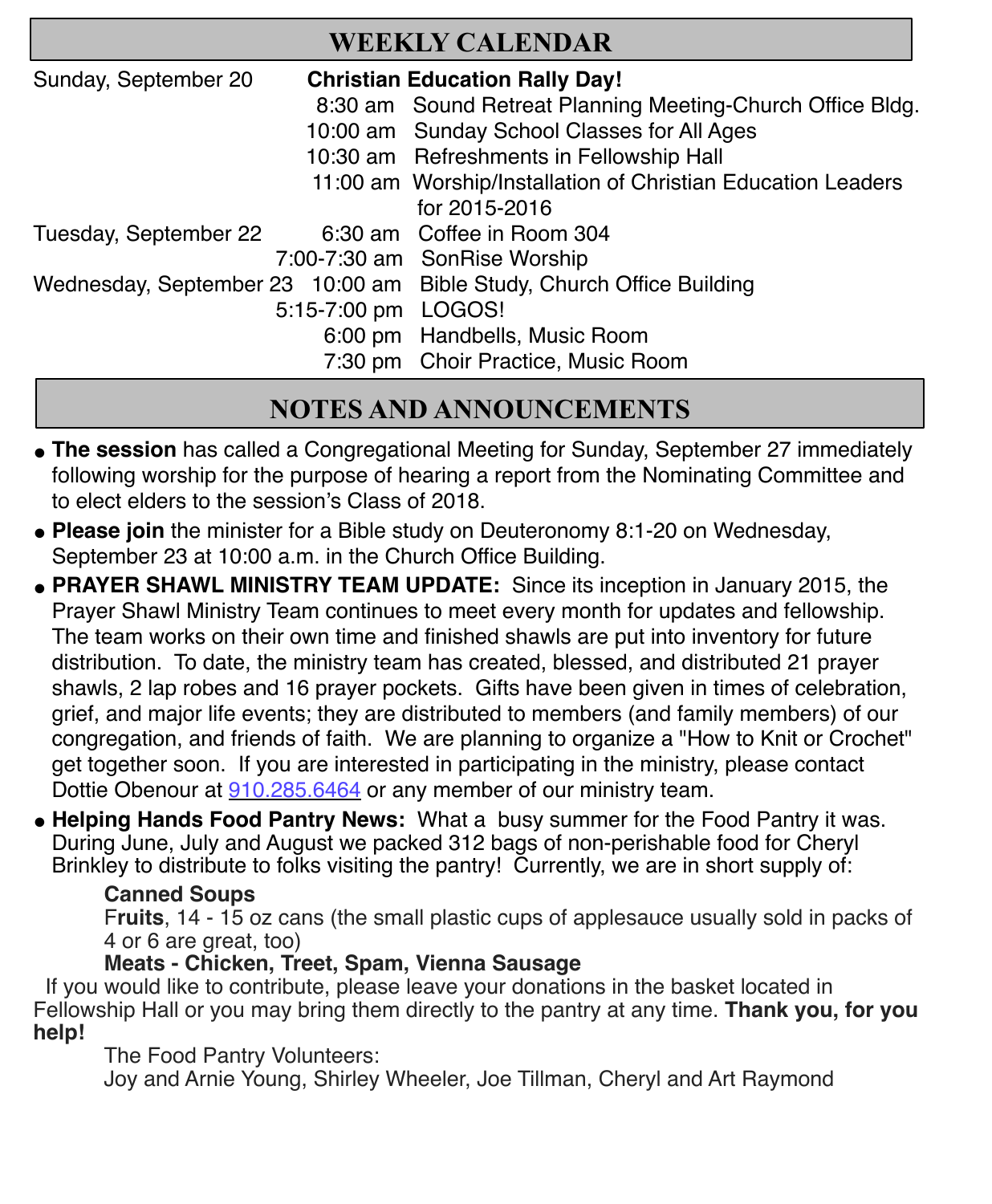## WEEKLY CALENDAR

| | | |
|---|---|---|
| Sunday, September 20 | | **Christian Education Rally Day!** |
| | 8:30 am | Sound Retreat Planning Meeting-Church Office Bldg. |
| | 10:00 am | Sunday School Classes for All Ages |
| | 10:30 am | Refreshments in Fellowship Hall |
| | 11:00 am | Worship/Installation of Christian Education Leaders for 2015-2016 |
| Tuesday, September 22 | 6:30 am | Coffee in Room 304 |
| | 7:00-7:30 am | SonRise Worship |
| Wednesday, September 23 | 10:00 am | Bible Study, Church Office Building |
| | 5:15-7:00 pm | LOGOS! |
| | 6:00 pm | Handbells, Music Room |
| | 7:30 pm | Choir Practice, Music Room |

## NOTES AND ANNOUNCEMENTS

- **The session** has called a Congregational Meeting for Sunday, September 27 immediately following worship for the purpose of hearing a report from the Nominating Committee and to elect elders to the session's Class of 2018.
- **Please join** the minister for a Bible study on Deuteronomy 8:1-20 on Wednesday, September 23 at 10:00 a.m. in the Church Office Building.
- **PRAYER SHAWL MINISTRY TEAM UPDATE:** Since its inception in January 2015, the Prayer Shawl Ministry Team continues to meet every month for updates and fellowship. The team works on their own time and finished shawls are put into inventory for future distribution. To date, the ministry team has created, blessed, and distributed 21 prayer shawls, 2 lap robes and 16 prayer pockets. Gifts have been given in times of celebration, grief, and major life events; they are distributed to members (and family members) of our congregation, and friends of faith. We are planning to organize a "How to Knit or Crochet" get together soon. If you are interested in participating in the ministry, please contact Dottie Obenour at 910.285.6464 or any member of our ministry team.
- **Helping Hands Food Pantry News:** What a busy summer for the Food Pantry it was. During June, July and August we packed 312 bags of non-perishable food for Cheryl Brinkley to distribute to folks visiting the pantry! Currently, we are in short supply of:

  **Canned Soups**
  F**ruits**, 14 - 15 oz cans (the small plastic cups of applesauce usually sold in packs of 4 or 6 are great, too)
  **Meats - Chicken, Treet, Spam, Vienna Sausage**

If you would like to contribute, please leave your donations in the basket located in Fellowship Hall or you may bring them directly to the pantry at any time. **Thank you, for you help!**

The Food Pantry Volunteers:
Joy and Arnie Young, Shirley Wheeler, Joe Tillman, Cheryl and Art Raymond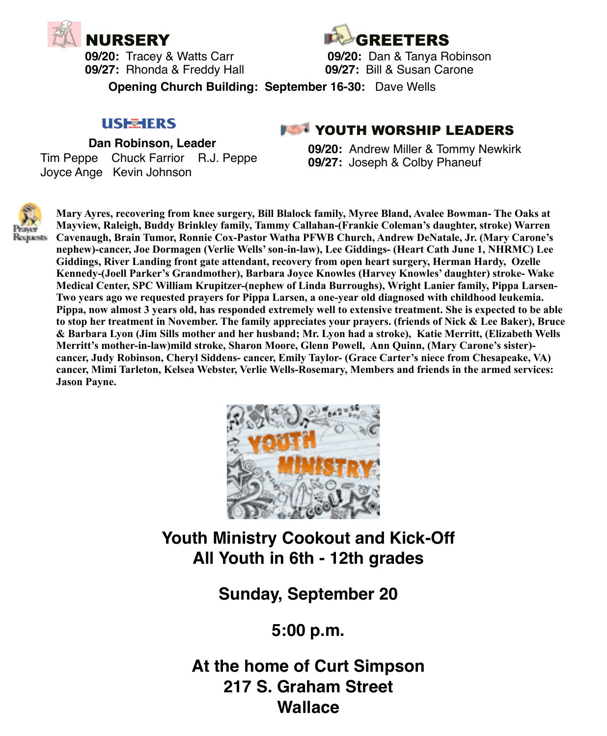## NURSERY

**09/20:** Tracey & Watts Carr
**09/27:** Rhonda & Freddy Hall

## GREETERS

**09/20:** Dan & Tanya Robinson
**09/27:** Bill & Susan Carone

**Opening Church Building: September 16-30:** Dave Wells

## USHERS

**Dan Robinson, Leader**

Tim Peppe  Chuck Farrior  R.J. Peppe
Joyce Ange  Kevin Johnson

## YOUTH WORSHIP LEADERS

**09/20:** Andrew Miller & Tommy Newkirk
**09/27:** Joseph & Colby Phaneuf

Prayer Requests

**Mary Ayres, recovering from knee surgery, Bill Blalock family, Myree Bland, Avalee Bowman- The Oaks at Mayview, Raleigh, Buddy Brinkley family, Tammy Callahan-(Frankie Coleman's daughter, stroke) Warren Cavenaugh, Brain Tumor, Ronnie Cox-Pastor Watha PFWB Church, Andrew DeNatale, Jr. (Mary Carone's nephew)-cancer, Joe Dormagen (Verlie Wells' son-in-law), Lee Giddings- (Heart Cath June 1, NHRMC) Lee Giddings, River Landing front gate attendant, recovery from open heart surgery, Herman Hardy, Ozelle Kennedy-(Joell Parker's Grandmother), Barbara Joyce Knowles (Harvey Knowles' daughter) stroke- Wake Medical Center, SPC William Krupitzer-(nephew of Linda Burroughs), Wright Lanier family, Pippa Larsen- Two years ago we requested prayers for Pippa Larsen, a one-year old diagnosed with childhood leukemia. Pippa, now almost 3 years old, has responded extremely well to extensive treatment. She is expected to be able to stop her treatment in November. The family appreciates your prayers. (friends of Nick & Lee Baker), Bruce & Barbara Lyon (Jim Sills mother and her husband; Mr. Lyon had a stroke), Katie Merritt, (Elizabeth Wells Merritt's mother-in-law)mild stroke, Sharon Moore, Glenn Powell, Ann Quinn, (Mary Carone's sister)- cancer, Judy Robinson, Cheryl Siddens- cancer, Emily Taylor- (Grace Carter's niece from Chesapeake, VA) cancer, Mimi Tarleton, Kelsea Webster, Verlie Wells-Rosemary, Members and friends in the armed services: Jason Payne.**

**Youth Ministry Cookout and Kick-Off**
**All Youth in 6th - 12th grades**

**Sunday, September 20**

**5:00 p.m.**

**At the home of Curt Simpson**
**217 S. Graham Street**
**Wallace**